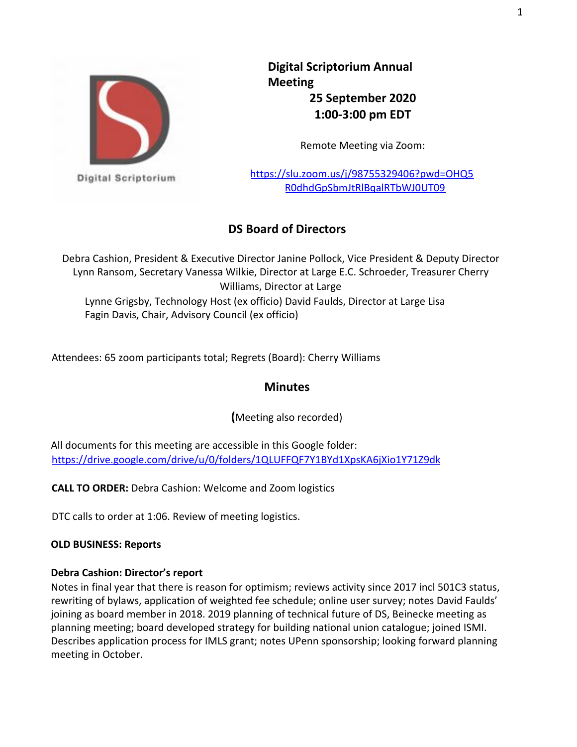# Digital Scriptorium Annual Meeting

**25 September 2020**
**1:00-3:00 pm EDT**

Remote Meeting via Zoom:

https://slu.zoom.us/j/98755329406?pwd=OHQ5R0dhdGpSbmJtRlBqalRTbWJ0UT09

## DS Board of Directors

Debra Cashion, President & Executive Director Janine Pollock, Vice President & Deputy Director Lynn Ransom, Secretary Vanessa Wilkie, Director at Large E.C. Schroeder, Treasurer Cherry Williams, Director at Large
Lynne Grigsby, Technology Host (ex officio) David Faulds, Director at Large Lisa Fagin Davis, Chair, Advisory Council (ex officio)

Attendees: 65 zoom participants total; Regrets (Board): Cherry Williams

## Minutes

(Meeting also recorded)

All documents for this meeting are accessible in this Google folder:
https://drive.google.com/drive/u/0/folders/1QLUFFQF7Y1BYd1XpsKA6jXio1Y71Z9dk

**CALL TO ORDER:** Debra Cashion: Welcome and Zoom logistics

DTC calls to order at 1:06. Review of meeting logistics.

**OLD BUSINESS: Reports**

**Debra Cashion: Director's report**
Notes in final year that there is reason for optimism; reviews activity since 2017 incl 501C3 status, rewriting of bylaws, application of weighted fee schedule; online user survey; notes David Faulds' joining as board member in 2018. 2019 planning of technical future of DS, Beinecke meeting as planning meeting; board developed strategy for building national union catalogue; joined ISMI. Describes application process for IMLS grant; notes UPenn sponsorship; looking forward planning meeting in October.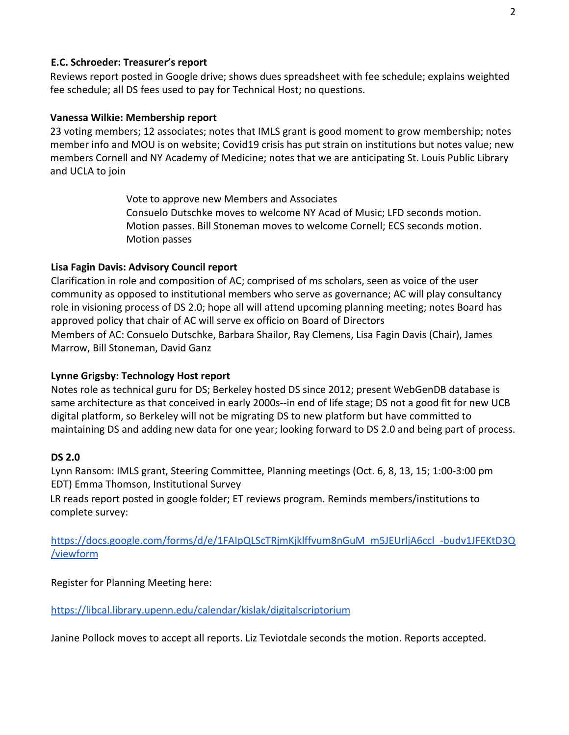**E.C. Schroeder: Treasurer's report**

Reviews report posted in Google drive; shows dues spreadsheet with fee schedule; explains weighted fee schedule; all DS fees used to pay for Technical Host; no questions.

**Vanessa Wilkie: Membership report**

23 voting members; 12 associates; notes that IMLS grant is good moment to grow membership; notes member info and MOU is on website; Covid19 crisis has put strain on institutions but notes value; new members Cornell and NY Academy of Medicine; notes that we are anticipating St. Louis Public Library and UCLA to join

> Vote to approve new Members and Associates
> Consuelo Dutschke moves to welcome NY Acad of Music; LFD seconds motion. Motion passes. Bill Stoneman moves to welcome Cornell; ECS seconds motion. Motion passes

**Lisa Fagin Davis: Advisory Council report**

Clarification in role and composition of AC; comprised of ms scholars, seen as voice of the user community as opposed to institutional members who serve as governance; AC will play consultancy role in visioning process of DS 2.0; hope all will attend upcoming planning meeting; notes Board has approved policy that chair of AC will serve ex officio on Board of Directors

Members of AC: Consuelo Dutschke, Barbara Shailor, Ray Clemens, Lisa Fagin Davis (Chair), James Marrow, Bill Stoneman, David Ganz

**Lynne Grigsby: Technology Host report**

Notes role as technical guru for DS; Berkeley hosted DS since 2012; present WebGenDB database is same architecture as that conceived in early 2000s--in end of life stage; DS not a good fit for new UCB digital platform, so Berkeley will not be migrating DS to new platform but have committed to maintaining DS and adding new data for one year; looking forward to DS 2.0 and being part of process.

**DS 2.0**

Lynn Ransom: IMLS grant, Steering Committee, Planning meetings (Oct. 6, 8, 13, 15; 1:00-3:00 pm EDT) Emma Thomson, Institutional Survey

LR reads report posted in google folder; ET reviews program. Reminds members/institutions to complete survey:

https://docs.google.com/forms/d/e/1FAIpQLScTRjmKjklffvum8nGuM_m5JEUrljA6ccl_-budv1JFEKtD3Q/viewform

Register for Planning Meeting here:

https://libcal.library.upenn.edu/calendar/kislak/digitalscriptorium

Janine Pollock moves to accept all reports. Liz Teviotdale seconds the motion. Reports accepted.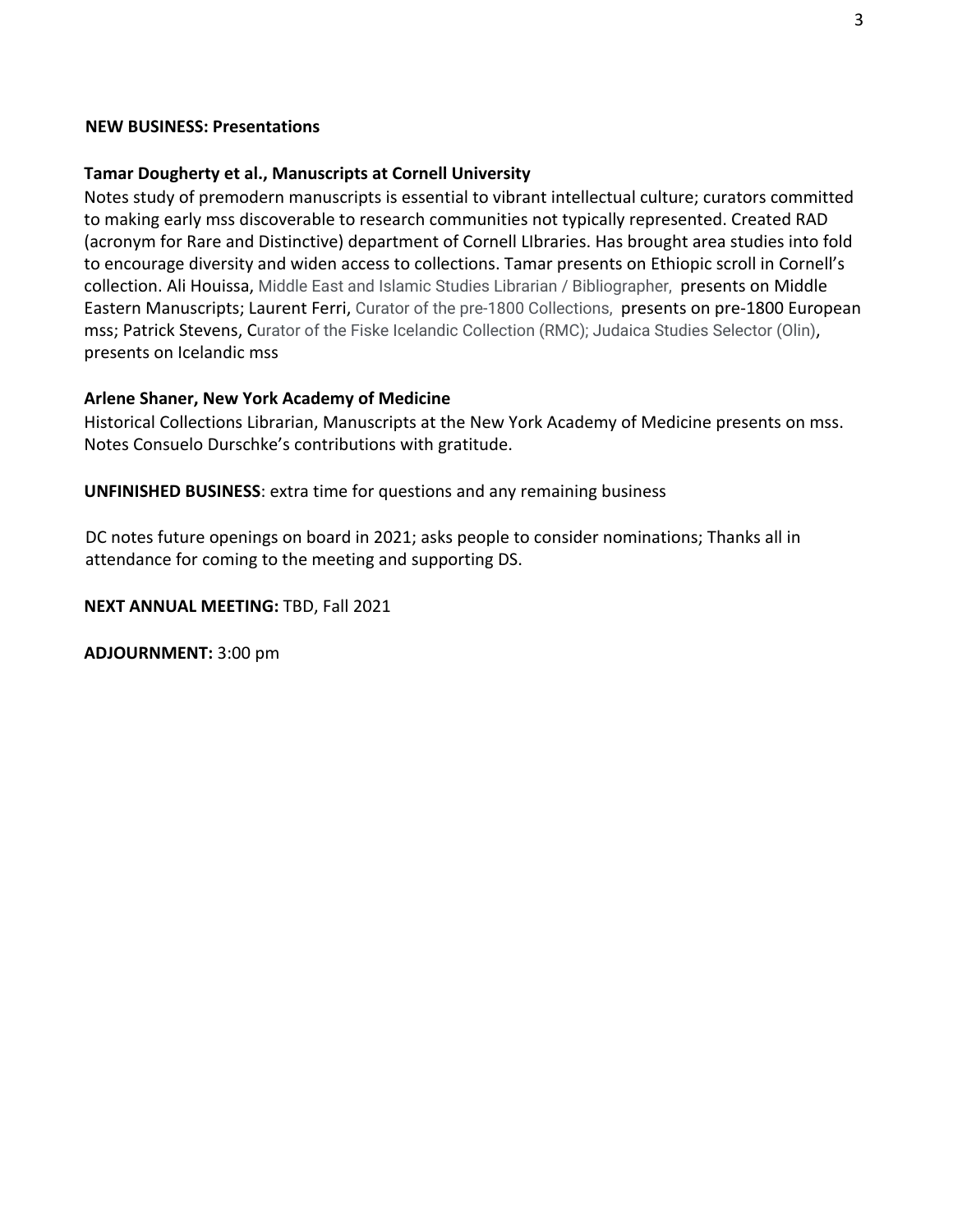**NEW BUSINESS: Presentations**

**Tamar Dougherty et al., Manuscripts at Cornell University**

Notes study of premodern manuscripts is essential to vibrant intellectual culture; curators committed to making early mss discoverable to research communities not typically represented. Created RAD (acronym for Rare and Distinctive) department of Cornell LIbraries. Has brought area studies into fold to encourage diversity and widen access to collections. Tamar presents on Ethiopic scroll in Cornell's collection. Ali Houissa, Middle East and Islamic Studies Librarian / Bibliographer, presents on Middle Eastern Manuscripts; Laurent Ferri, Curator of the pre-1800 Collections, presents on pre-1800 European mss; Patrick Stevens, Curator of the Fiske Icelandic Collection (RMC); Judaica Studies Selector (Olin), presents on Icelandic mss

**Arlene Shaner, New York Academy of Medicine**

Historical Collections Librarian, Manuscripts at the New York Academy of Medicine presents on mss. Notes Consuelo Durschke's contributions with gratitude.

**UNFINISHED BUSINESS**: extra time for questions and any remaining business

DC notes future openings on board in 2021; asks people to consider nominations; Thanks all in attendance for coming to the meeting and supporting DS.

**NEXT ANNUAL MEETING:** TBD, Fall 2021

**ADJOURNMENT:** 3:00 pm